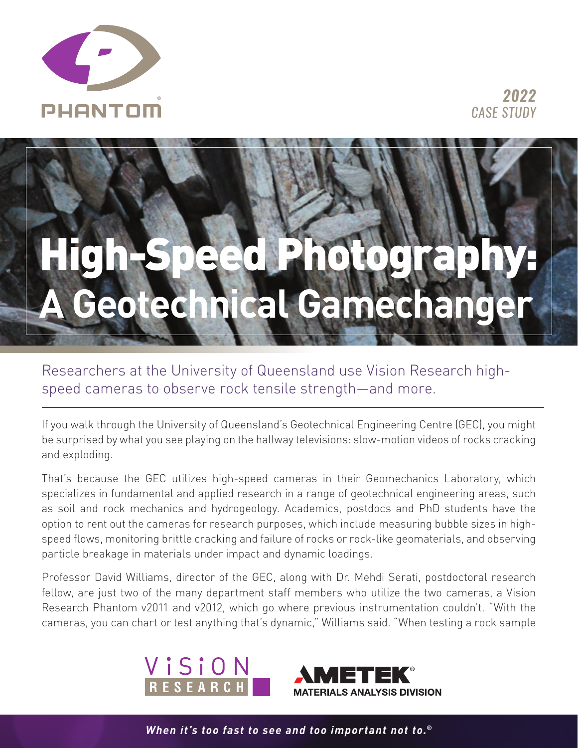2022
CASE STUDY

# High-Speed Photography: A Geotechnical Gamechanger

## Researchers at the University of Queensland use Vision Research high-speed cameras to observe rock tensile strength—and more.

If you walk through the University of Queensland's Geotechnical Engineering Centre (GEC), you might be surprised by what you see playing on the hallway televisions: slow-motion videos of rocks cracking and exploding.

That's because the GEC utilizes high-speed cameras in their Geomechanics Laboratory, which specializes in fundamental and applied research in a range of geotechnical engineering areas, such as soil and rock mechanics and hydrogeology. Academics, postdocs and PhD students have the option to rent out the cameras for research purposes, which include measuring bubble sizes in high-speed flows, monitoring brittle cracking and failure of rocks or rock-like geomaterials, and observing particle breakage in materials under impact and dynamic loadings.

Professor David Williams, director of the GEC, along with Dr. Mehdi Serati, postdoctoral research fellow, are just two of the many department staff members who utilize the two cameras, a Vision Research Phantom v2011 and v2012, which go where previous instrumentation couldn't. "With the cameras, you can chart or test anything that's dynamic," Williams said. "When testing a rock sample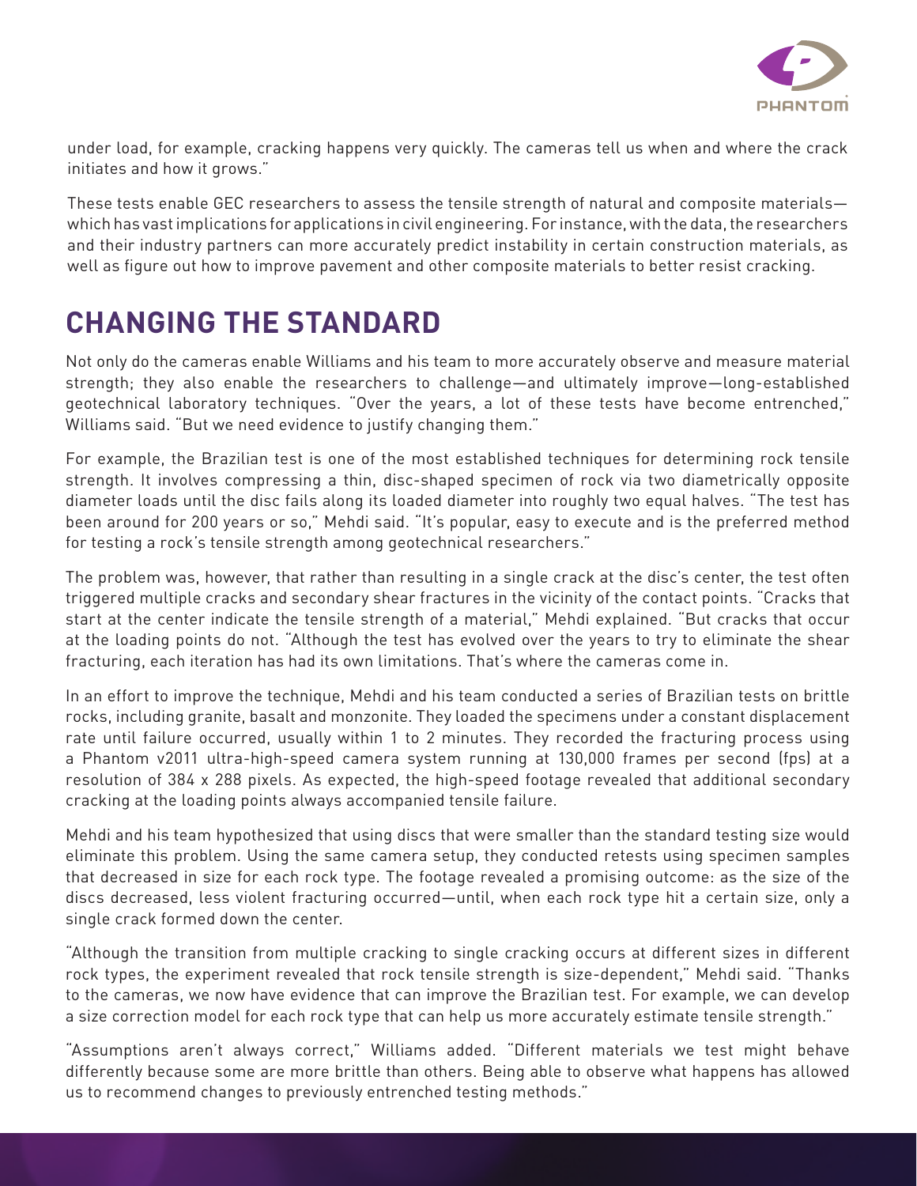under load, for example, cracking happens very quickly. The cameras tell us when and where the crack initiates and how it grows."

These tests enable GEC researchers to assess the tensile strength of natural and composite materials—which has vast implications for applications in civil engineering. For instance, with the data, the researchers and their industry partners can more accurately predict instability in certain construction materials, as well as figure out how to improve pavement and other composite materials to better resist cracking.

## CHANGING THE STANDARD

Not only do the cameras enable Williams and his team to more accurately observe and measure material strength; they also enable the researchers to challenge—and ultimately improve—long-established geotechnical laboratory techniques. "Over the years, a lot of these tests have become entrenched," Williams said. "But we need evidence to justify changing them."

For example, the Brazilian test is one of the most established techniques for determining rock tensile strength. It involves compressing a thin, disc-shaped specimen of rock via two diametrically opposite diameter loads until the disc fails along its loaded diameter into roughly two equal halves. "The test has been around for 200 years or so," Mehdi said. "It's popular, easy to execute and is the preferred method for testing a rock's tensile strength among geotechnical researchers."

The problem was, however, that rather than resulting in a single crack at the disc's center, the test often triggered multiple cracks and secondary shear fractures in the vicinity of the contact points. "Cracks that start at the center indicate the tensile strength of a material," Mehdi explained. "But cracks that occur at the loading points do not. "Although the test has evolved over the years to try to eliminate the shear fracturing, each iteration has had its own limitations. That's where the cameras come in.

In an effort to improve the technique, Mehdi and his team conducted a series of Brazilian tests on brittle rocks, including granite, basalt and monzonite. They loaded the specimens under a constant displacement rate until failure occurred, usually within 1 to 2 minutes. They recorded the fracturing process using a Phantom v2011 ultra-high-speed camera system running at 130,000 frames per second (fps) at a resolution of 384 x 288 pixels. As expected, the high-speed footage revealed that additional secondary cracking at the loading points always accompanied tensile failure.

Mehdi and his team hypothesized that using discs that were smaller than the standard testing size would eliminate this problem. Using the same camera setup, they conducted retests using specimen samples that decreased in size for each rock type. The footage revealed a promising outcome: as the size of the discs decreased, less violent fracturing occurred—until, when each rock type hit a certain size, only a single crack formed down the center.

"Although the transition from multiple cracking to single cracking occurs at different sizes in different rock types, the experiment revealed that rock tensile strength is size-dependent," Mehdi said. "Thanks to the cameras, we now have evidence that can improve the Brazilian test. For example, we can develop a size correction model for each rock type that can help us more accurately estimate tensile strength."

"Assumptions aren't always correct," Williams added. "Different materials we test might behave differently because some are more brittle than others. Being able to observe what happens has allowed us to recommend changes to previously entrenched testing methods."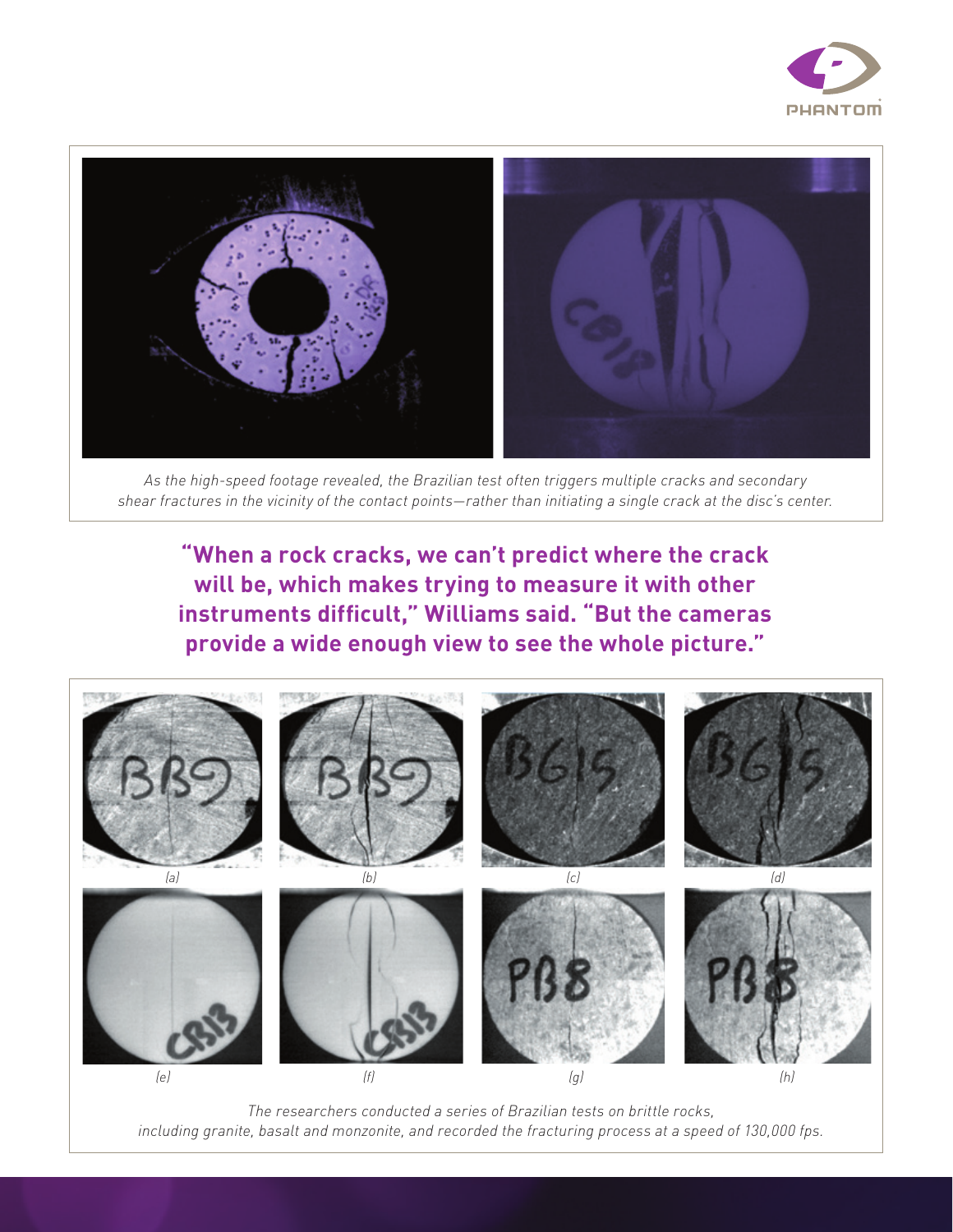As the high-speed footage revealed, the Brazilian test often triggers multiple cracks and secondary shear fractures in the vicinity of the contact points—rather than initiating a single crack at the disc's center.

**"When a rock cracks, we can't predict where the crack will be, which makes trying to measure it with other instruments difficult," Williams said. "But the cameras provide a wide enough view to see the whole picture."**

(a) (b) (c) (d)

(e) (f) (g) (h)

The researchers conducted a series of Brazilian tests on brittle rocks, including granite, basalt and monzonite, and recorded the fracturing process at a speed of 130,000 fps.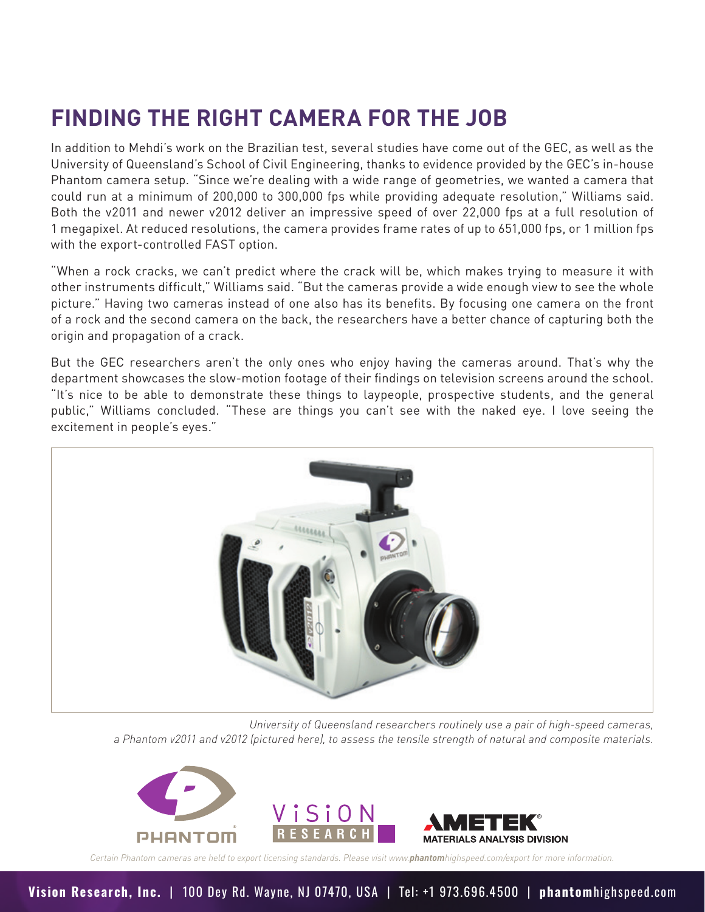## FINDING THE RIGHT CAMERA FOR THE JOB

In addition to Mehdi's work on the Brazilian test, several studies have come out of the GEC, as well as the University of Queensland's School of Civil Engineering, thanks to evidence provided by the GEC's in-house Phantom camera setup. "Since we're dealing with a wide range of geometries, we wanted a camera that could run at a minimum of 200,000 to 300,000 fps while providing adequate resolution," Williams said. Both the v2011 and newer v2012 deliver an impressive speed of over 22,000 fps at a full resolution of 1 megapixel. At reduced resolutions, the camera provides frame rates of up to 651,000 fps, or 1 million fps with the export-controlled FAST option.

"When a rock cracks, we can't predict where the crack will be, which makes trying to measure it with other instruments difficult," Williams said. "But the cameras provide a wide enough view to see the whole picture." Having two cameras instead of one also has its benefits. By focusing one camera on the front of a rock and the second camera on the back, the researchers have a better chance of capturing both the origin and propagation of a crack.

But the GEC researchers aren't the only ones who enjoy having the cameras around. That's why the department showcases the slow-motion footage of their findings on television screens around the school. "It's nice to be able to demonstrate these things to laypeople, prospective students, and the general public," Williams concluded. "These are things you can't see with the naked eye. I love seeing the excitement in people's eyes."

*University of Queensland researchers routinely use a pair of high-speed cameras, a Phantom v2011 and v2012 (pictured here), to assess the tensile strength of natural and composite materials.*

*Certain Phantom cameras are held to export licensing standards. Please visit www.phantomhighspeed.com/export for more information.*

**Vision Research, Inc.** | 100 Dey Rd. Wayne, NJ 07470, USA | Tel: +1 973.696.4500 | **phantom**highspeed.com